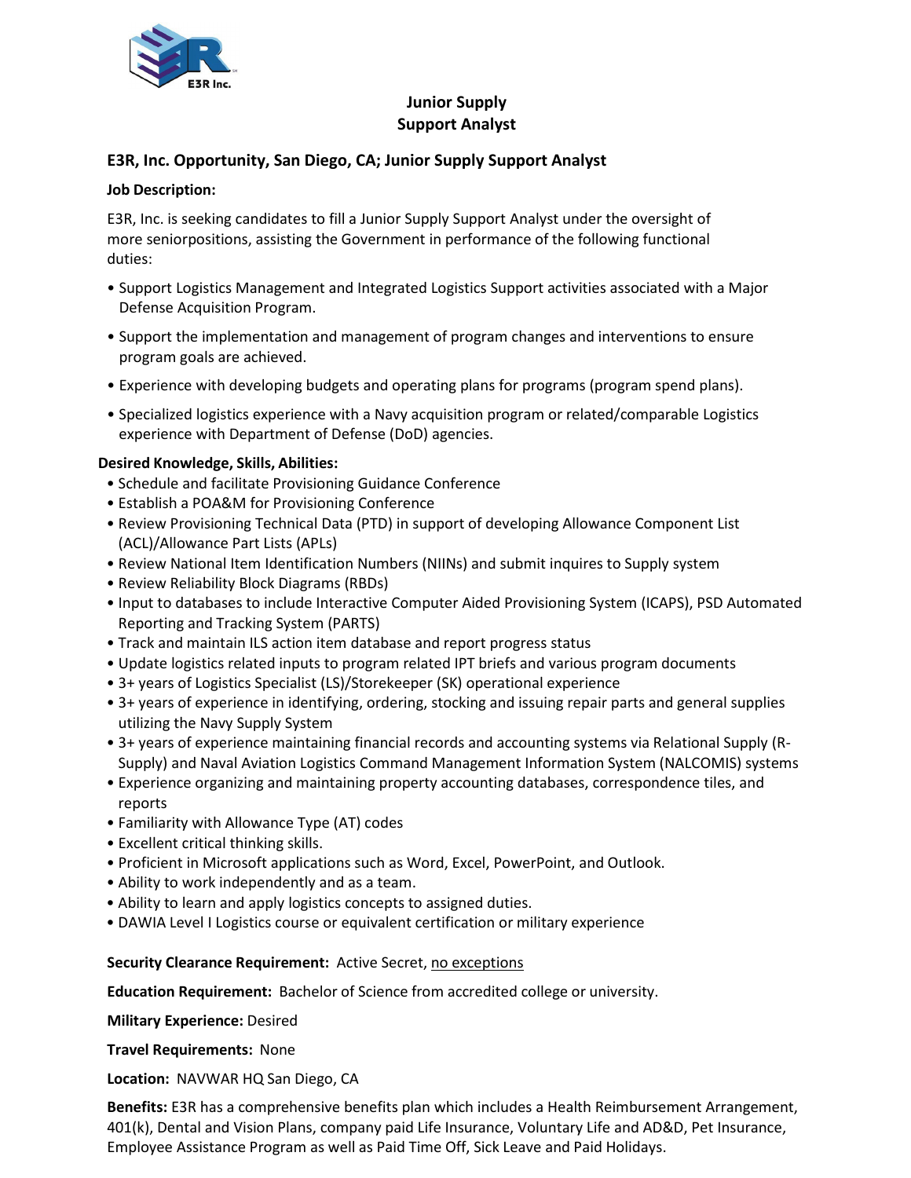# Junior Supply Support Analyst

## E3R, Inc. Opportunity, San Diego, CA; Junior Supply Support Analyst

**Job Description:**

E3R, Inc. is seeking candidates to fill a Junior Supply Support Analyst under the oversight of more seniorpositions, assisting the Government in performance of the following functional duties:

- Support Logistics Management and Integrated Logistics Support activities associated with a Major Defense Acquisition Program.
- Support the implementation and management of program changes and interventions to ensure program goals are achieved.
- Experience with developing budgets and operating plans for programs (program spend plans).
- Specialized logistics experience with a Navy acquisition program or related/comparable Logistics experience with Department of Defense (DoD) agencies.

**Desired Knowledge, Skills, Abilities:**

- Schedule and facilitate Provisioning Guidance Conference
- Establish a POA&M for Provisioning Conference
- Review Provisioning Technical Data (PTD) in support of developing Allowance Component List (ACL)/Allowance Part Lists (APLs)
- Review National Item Identification Numbers (NIINs) and submit inquires to Supply system
- Review Reliability Block Diagrams (RBDs)
- Input to databases to include Interactive Computer Aided Provisioning System (ICAPS), PSD Automated Reporting and Tracking System (PARTS)
- Track and maintain ILS action item database and report progress status
- Update logistics related inputs to program related IPT briefs and various program documents
- 3+ years of Logistics Specialist (LS)/Storekeeper (SK) operational experience
- 3+ years of experience in identifying, ordering, stocking and issuing repair parts and general supplies utilizing the Navy Supply System
- 3+ years of experience maintaining financial records and accounting systems via Relational Supply (R-Supply) and Naval Aviation Logistics Command Management Information System (NALCOMIS) systems
- Experience organizing and maintaining property accounting databases, correspondence tiles, and reports
- Familiarity with Allowance Type (AT) codes
- Excellent critical thinking skills.
- Proficient in Microsoft applications such as Word, Excel, PowerPoint, and Outlook.
- Ability to work independently and as a team.
- Ability to learn and apply logistics concepts to assigned duties.
- DAWIA Level I Logistics course or equivalent certification or military experience

**Security Clearance Requirement:** Active Secret, no exceptions

**Education Requirement:** Bachelor of Science from accredited college or university.

**Military Experience:** Desired

**Travel Requirements:** None

**Location:** NAVWAR HQ San Diego, CA

**Benefits:** E3R has a comprehensive benefits plan which includes a Health Reimbursement Arrangement, 401(k), Dental and Vision Plans, company paid Life Insurance, Voluntary Life and AD&D, Pet Insurance, Employee Assistance Program as well as Paid Time Off, Sick Leave and Paid Holidays.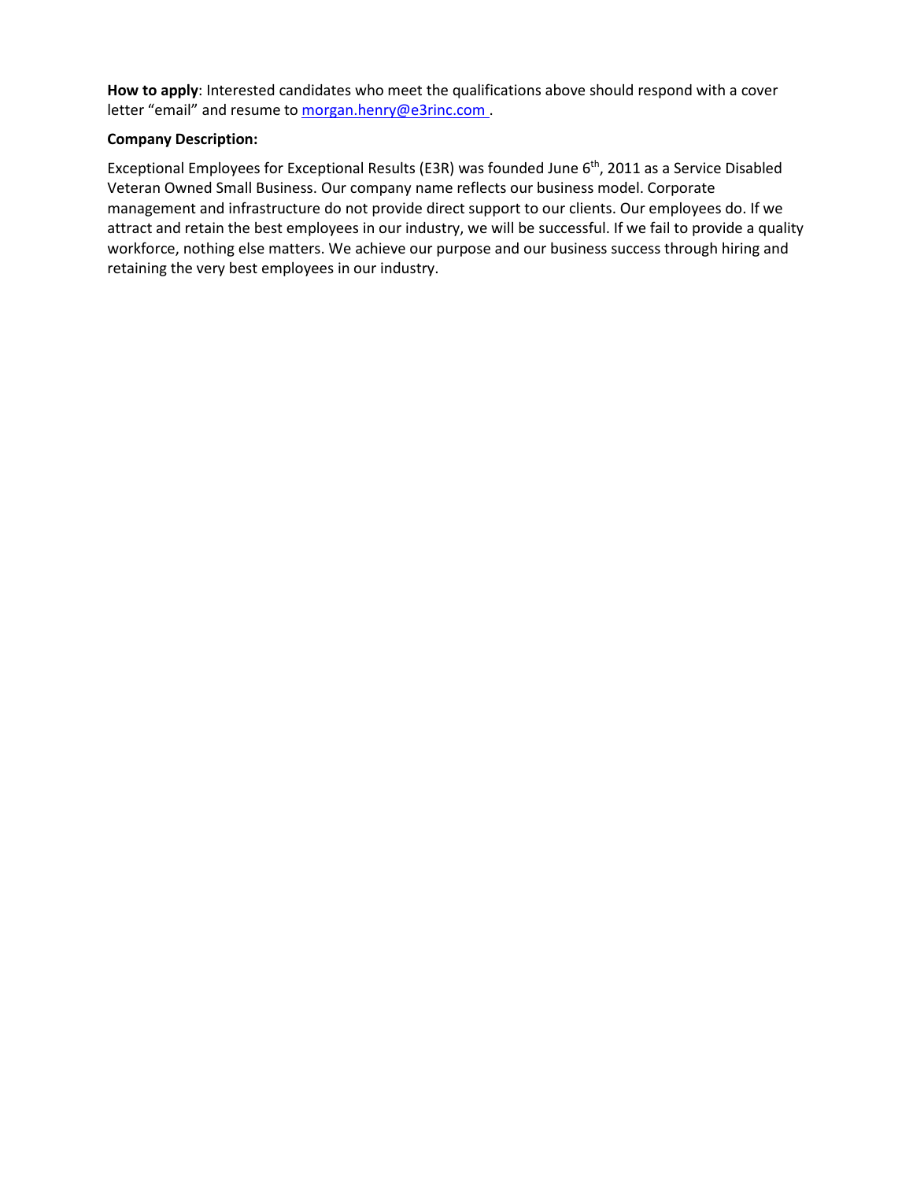**How to apply**: Interested candidates who meet the qualifications above should respond with a cover letter "email" and resume to morgan.henry@e3rinc.com .

**Company Description:**

Exceptional Employees for Exceptional Results (E3R) was founded June 6th, 2011 as a Service Disabled Veteran Owned Small Business. Our company name reflects our business model. Corporate management and infrastructure do not provide direct support to our clients. Our employees do. If we attract and retain the best employees in our industry, we will be successful. If we fail to provide a quality workforce, nothing else matters. We achieve our purpose and our business success through hiring and retaining the very best employees in our industry.